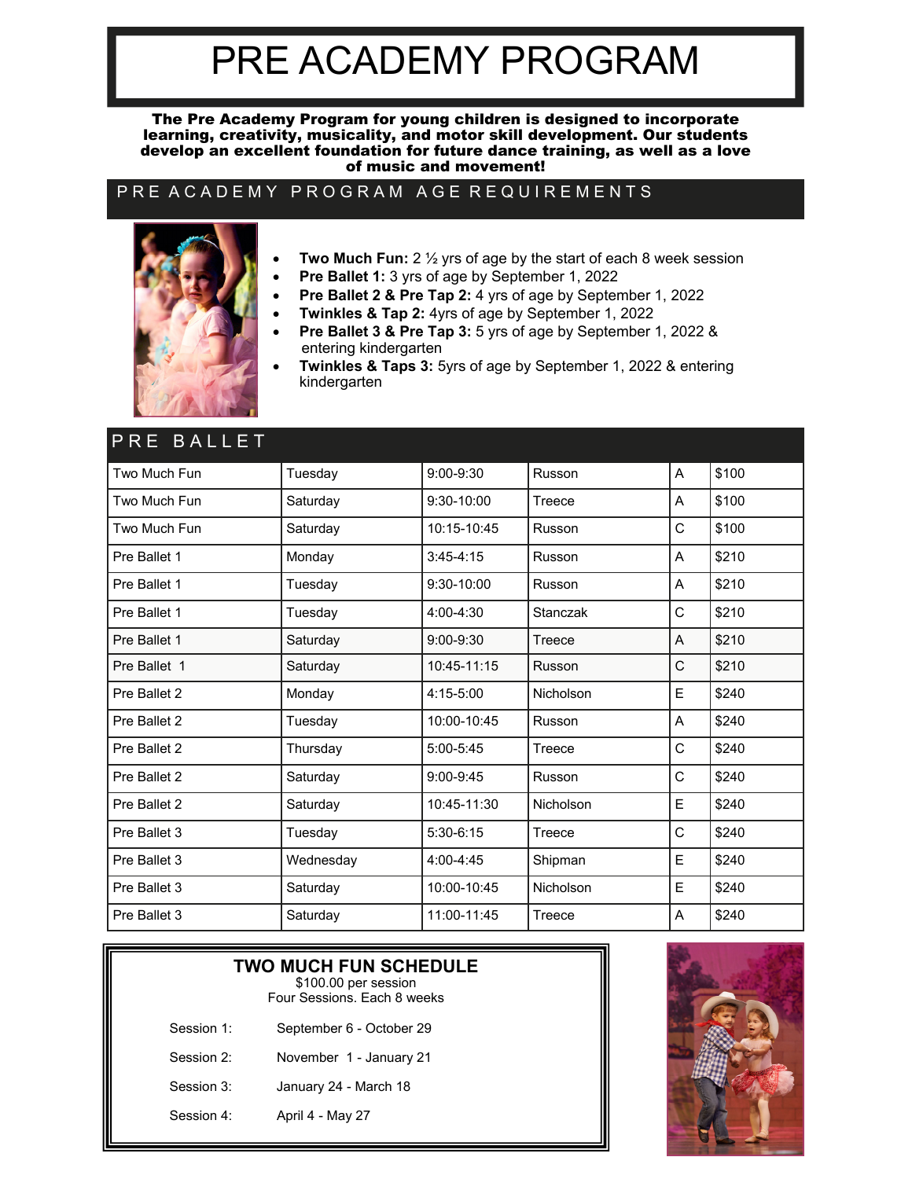# PRE ACADEMY PROGRAM

**The Pre Academy Program for young children is designed to incorporate learning, creativity, musicality, and motor skill development. Our students develop an excellent foundation for future dance training, as well as a love of music and movement!**

## PRE ACADEMY PROGRAM AGE REQUIREMENTS

- **Two Much Fun:** 2 ½ yrs of age by the start of each 8 week session
- **Pre Ballet 1:** 3 yrs of age by September 1, 2022
- **Pre Ballet 2 & Pre Tap 2:** 4 yrs of age by September 1, 2022
- **Twinkles & Tap 2:** 4yrs of age by September 1, 2022
- **Pre Ballet 3 & Pre Tap 3:** 5 yrs of age by September 1, 2022 & entering kindergarten
- **Twinkles & Taps 3:** 5yrs of age by September 1, 2022 & entering kindergarten

## PRE BALLET

| | | | | | |
|---|---|---|---|---|---|
| Two Much Fun | Tuesday | 9:00-9:30 | Russon | A | $100 |
| Two Much Fun | Saturday | 9:30-10:00 | Treece | A | $100 |
| Two Much Fun | Saturday | 10:15-10:45 | Russon | C | $100 |
| Pre Ballet 1 | Monday | 3:45-4:15 | Russon | A | $210 |
| Pre Ballet 1 | Tuesday | 9:30-10:00 | Russon | A | $210 |
| Pre Ballet 1 | Tuesday | 4:00-4:30 | Stanczak | C | $210 |
| Pre Ballet 1 | Saturday | 9:00-9:30 | Treece | A | $210 |
| Pre Ballet 1 | Saturday | 10:45-11:15 | Russon | C | $210 |
| Pre Ballet 2 | Monday | 4:15-5:00 | Nicholson | E | $240 |
| Pre Ballet 2 | Tuesday | 10:00-10:45 | Russon | A | $240 |
| Pre Ballet 2 | Thursday | 5:00-5:45 | Treece | C | $240 |
| Pre Ballet 2 | Saturday | 9:00-9:45 | Russon | C | $240 |
| Pre Ballet 2 | Saturday | 10:45-11:30 | Nicholson | E | $240 |
| Pre Ballet 3 | Tuesday | 5:30-6:15 | Treece | C | $240 |
| Pre Ballet 3 | Wednesday | 4:00-4:45 | Shipman | E | $240 |
| Pre Ballet 3 | Saturday | 10:00-10:45 | Nicholson | E | $240 |
| Pre Ballet 3 | Saturday | 11:00-11:45 | Treece | A | $240 |

### TWO MUCH FUN SCHEDULE

$100.00 per session
Four Sessions. Each 8 weeks

| | |
|---|---|
| Session 1: | September 6 - October 29 |
| Session 2: | November 1 - January 21 |
| Session 3: | January 24 - March 18 |
| Session 4: | April 4 - May 27 |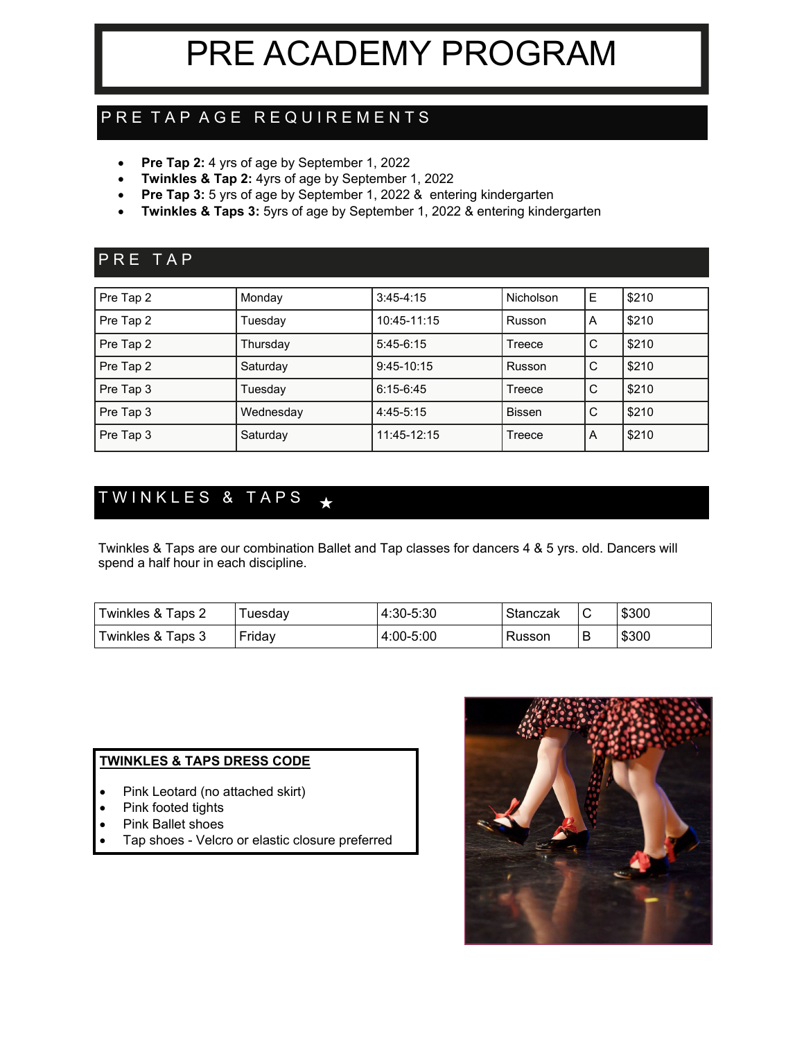# PRE ACADEMY PROGRAM

## PRE TAP AGE REQUIREMENTS

- **Pre Tap 2:** 4 yrs of age by September 1, 2022
- **Twinkles & Tap 2:** 4yrs of age by September 1, 2022
- **Pre Tap 3:** 5 yrs of age by September 1, 2022 & entering kindergarten
- **Twinkles & Taps 3:** 5yrs of age by September 1, 2022 & entering kindergarten

## PRE TAP

| | | | | | |
|---|---|---|---|---|---|
| Pre Tap 2 | Monday | 3:45-4:15 | Nicholson | E | $210 |
| Pre Tap 2 | Tuesday | 10:45-11:15 | Russon | A | $210 |
| Pre Tap 2 | Thursday | 5:45-6:15 | Treece | C | $210 |
| Pre Tap 2 | Saturday | 9:45-10:15 | Russon | C | $210 |
| Pre Tap 3 | Tuesday | 6:15-6:45 | Treece | C | $210 |
| Pre Tap 3 | Wednesday | 4:45-5:15 | Bissen | C | $210 |
| Pre Tap 3 | Saturday | 11:45-12:15 | Treece | A | $210 |

## TWINKLES & TAPS ★

Twinkles & Taps are our combination Ballet and Tap classes for dancers 4 & 5 yrs. old. Dancers will spend a half hour in each discipline.

| | | | | | |
|---|---|---|---|---|---|
| Twinkles & Taps 2 | Tuesday | 4:30-5:30 | Stanczak | C | $300 |
| Twinkles & Taps 3 | Friday | 4:00-5:00 | Russon | B | $300 |

**TWINKLES & TAPS DRESS CODE**

- Pink Leotard (no attached skirt)
- Pink footed tights
- Pink Ballet shoes
- Tap shoes - Velcro or elastic closure preferred